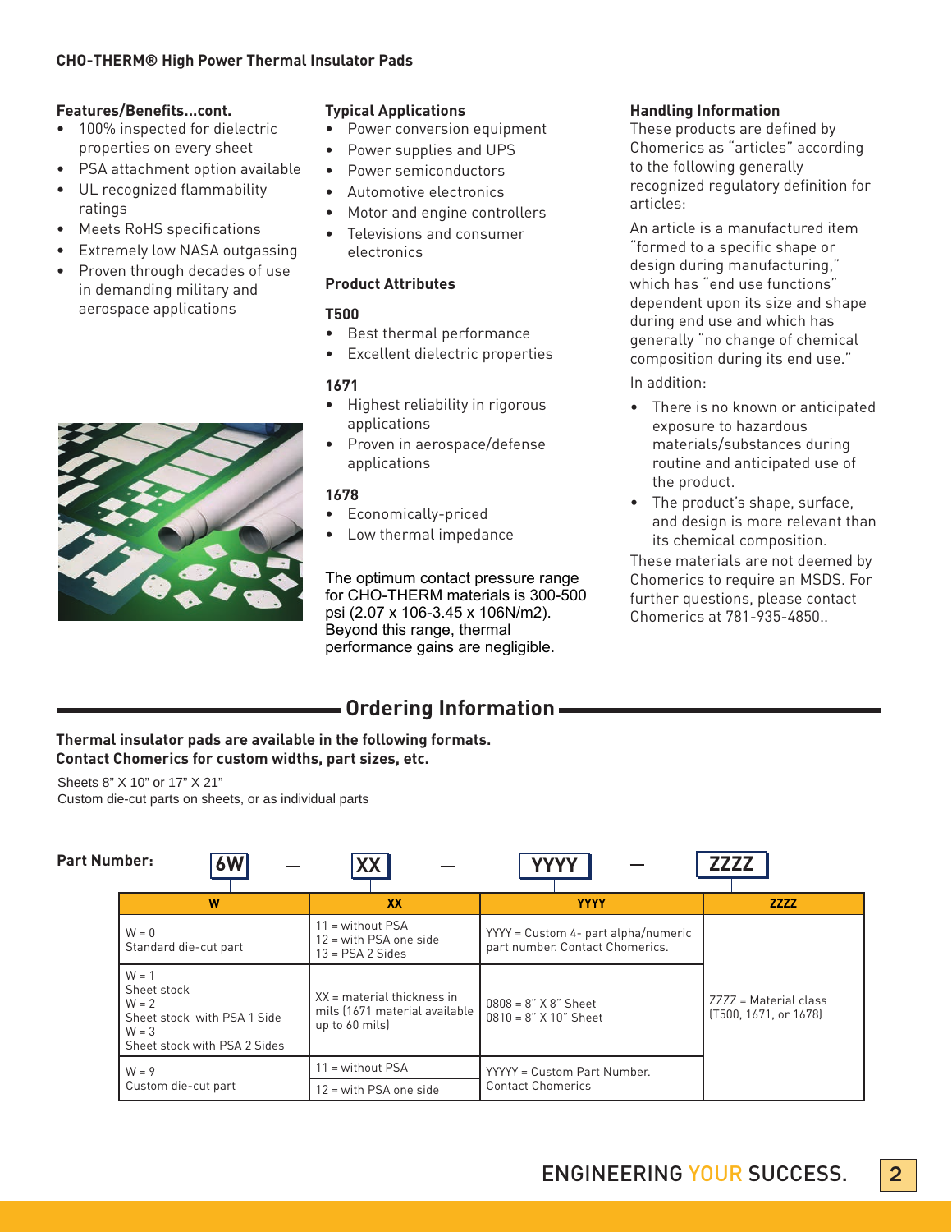## CHO-THERM® High Power Thermal Insulator Pads

### Features/Benefits...cont.

- 100% inspected for dielectric properties on every sheet
- PSA attachment option available
- UL recognized flammability ratings
- Meets RoHS specifications
- Extremely low NASA outgassing
- Proven through decades of use in demanding military and aerospace applications

### Typical Applications

- Power conversion equipment
- Power supplies and UPS
- Power semiconductors
- Automotive electronics
- Motor and engine controllers
- Televisions and consumer electronics

### Product Attributes

**T500**

- Best thermal performance
- Excellent dielectric properties

**1671**

- Highest reliability in rigorous applications
- Proven in aerospace/defense applications

**1678**

- Economically-priced
- Low thermal impedance

The optimum contact pressure range for CHO-THERM materials is 300-500 psi (2.07 x 106-3.45 x 106N/m2). Beyond this range, thermal performance gains are negligible.

### Handling Information

These products are defined by Chomerics as "articles" according to the following generally recognized regulatory definition for articles:

An article is a manufactured item "formed to a specific shape or design during manufacturing," which has "end use functions" dependent upon its size and shape during end use and which has generally "no change of chemical composition during its end use."

In addition:

- There is no known or anticipated exposure to hazardous materials/substances during routine and anticipated use of the product.
- The product's shape, surface, and design is more relevant than its chemical composition.

These materials are not deemed by Chomerics to require an MSDS. For further questions, please contact Chomerics at 781-935-4850..

## Ordering Information

**Thermal insulator pads are available in the following formats. Contact Chomerics for custom widths, part sizes, etc.**

Sheets 8" X 10" or 17" X 21"
Custom die-cut parts on sheets, or as individual parts

**Part Number:** 6W — XX — YYYY — ZZZZ

| W | XX | YYYY | ZZZZ |
|---|---|---|---|
| W = 0<br>Standard die-cut part | 11 = without PSA<br>12 = with PSA one side<br>13 = PSA 2 Sides | YYYY = Custom 4- part alpha/numeric part number. Contact Chomerics. | ZZZZ = Material class (T500, 1671, or 1678) |
| W = 1<br>Sheet stock<br>W = 2<br>Sheet stock with PSA 1 Side<br>W = 3<br>Sheet stock with PSA 2 Sides | XX = material thickness in mils (1671 material available up to 60 mils) | 0808 = 8" X 8" Sheet<br>0810 = 8" X 10" Sheet | |
| W = 9<br>Custom die-cut part | 11 = without PSA<br>12 = with PSA one side | YYYYY = Custom Part Number. Contact Chomerics | |

ENGINEERING YOUR SUCCESS.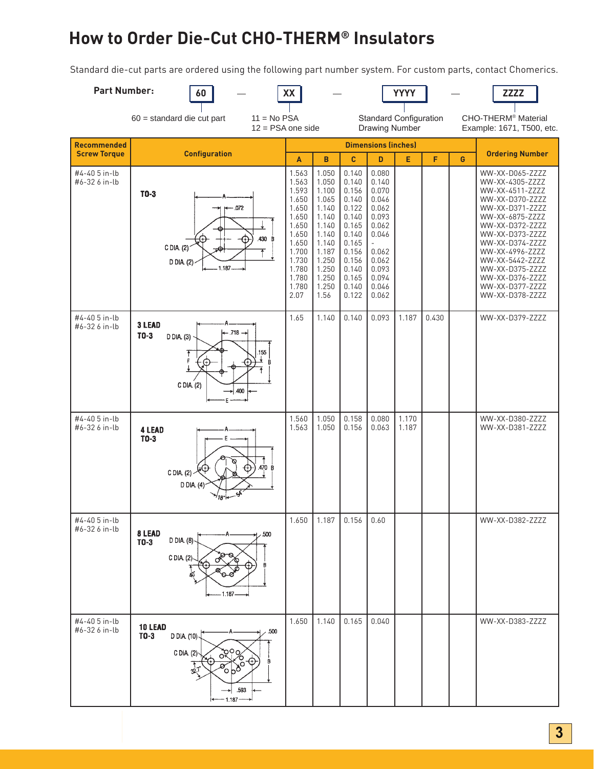# How to Order Die-Cut CHO-THERM® Insulators

Standard die-cut parts are ordered using the following part number system. For custom parts, contact Chomerics.

**Part Number:** 60 — XX — YYYY — ZZZZ

- 60 = standard die cut part
- XX: 11 = No PSA; 12 = PSA one side
- YYYY: Standard Configuration Drawing Number
- ZZZZ: CHO-THERM® Material Example: 1671, T500, etc.

| Recommended Screw Torque | Configuration | Dimensions (inches) | | | | | | | Ordering Number |
|---|---|---|---|---|---|---|---|---|---|
| | | A | B | C | D | E | F | G | |
| #4-40 5 in-lb<br>#6-32 6 in-lb | TO-3 | 1.563<br>1.563<br>1.593<br>1.650<br>1.650<br>1.650<br>1.650<br>1.650<br>1.650<br>1.700<br>1.730<br>1.780<br>1.780<br>1.780<br>2.07 | 1.050<br>1.050<br>1.100<br>1.065<br>1.140<br>1.140<br>1.140<br>1.140<br>1.140<br>1.187<br>1.250<br>1.250<br>1.250<br>1.250<br>1.56 | 0.140<br>0.140<br>0.156<br>0.140<br>0.122<br>0.140<br>0.165<br>0.140<br>0.165<br>0.156<br>0.156<br>0.140<br>0.165<br>0.140<br>0.122 | 0.080<br>0.140<br>0.070<br>0.046<br>0.062<br>0.093<br>0.062<br>0.046<br>-<br>0.062<br>0.062<br>0.093<br>0.094<br>0.046<br>0.062 | | | | WW-XX-D065-ZZZZ<br>WW-XX-4305-ZZZZ<br>WW-XX-4511-ZZZZ<br>WW-XX-D370-ZZZZ<br>WW-XX-D371-ZZZZ<br>WW-XX-6875-ZZZZ<br>WW-XX-D372-ZZZZ<br>WW-XX-D373-ZZZZ<br>WW-XX-D374-ZZZZ<br>WW-XX-4996-ZZZZ<br>WW-XX-5442-ZZZZ<br>WW-XX-D375-ZZZZ<br>WW-XX-D376-ZZZZ<br>WW-XX-D377-ZZZZ<br>WW-XX-D378-ZZZZ |
| #4-40 5 in-lb<br>#6-32 6 in-lb | 3 LEAD TO-3 | 1.65 | 1.140 | 0.140 | 0.093 | 1.187 | 0.430 | | WW-XX-D379-ZZZZ |
| #4-40 5 in-lb<br>#6-32 6 in-lb | 4 LEAD TO-3 | 1.560<br>1.563 | 1.050<br>1.050 | 0.158<br>0.156 | 0.080<br>0.063 | 1.170<br>1.187 | | | WW-XX-D380-ZZZZ<br>WW-XX-D381-ZZZZ |
| #4-40 5 in-lb<br>#6-32 6 in-lb | 8 LEAD TO-3 | 1.650 | 1.187 | 0.156 | 0.60 | | | | WW-XX-D382-ZZZZ |
| #4-40 5 in-lb<br>#6-32 6 in-lb | 10 LEAD TO-3 | 1.650 | 1.140 | 0.165 | 0.040 | | | | WW-XX-D383-ZZZZ |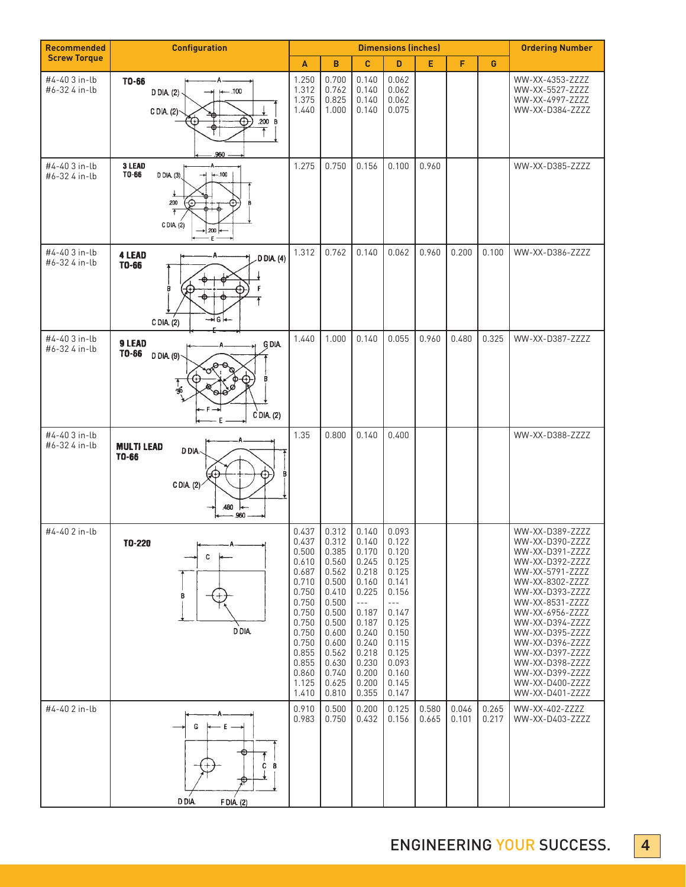| Recommended Screw Torque | Configuration | Dimensions (inches) | | | | | | | Ordering Number |
|---|---|---|---|---|---|---|---|---|---|
| | | A | B | C | D | E | F | G | |
| #4-40 3 in-lb<br>#6-32 4 in-lb | TO-66 | 1.250<br>1.312<br>1.375<br>1.440 | 0.700<br>0.762<br>0.825<br>1.000 | 0.140<br>0.140<br>0.140<br>0.140 | 0.062<br>0.062<br>0.062<br>0.075 | | | | WW-XX-4353-ZZZZ<br>WW-XX-5527-ZZZZ<br>WW-XX-4997-ZZZZ<br>WW-XX-D384-ZZZZ |
| #4-40 3 in-lb<br>#6-32 4 in-lb | 3 LEAD TO-66 | 1.275 | 0.750 | 0.156 | 0.100 | 0.960 | | | WW-XX-D385-ZZZZ |
| #4-40 3 in-lb<br>#6-32 4 in-lb | 4 LEAD TO-66 | 1.312 | 0.762 | 0.140 | 0.062 | 0.960 | 0.200 | 0.100 | WW-XX-D386-ZZZZ |
| #4-40 3 in-lb<br>#6-32 4 in-lb | 9 LEAD TO-66 | 1.440 | 1.000 | 0.140 | 0.055 | 0.960 | 0.480 | 0.325 | WW-XX-D387-ZZZZ |
| #4-40 3 in-lb<br>#6-32 4 in-lb | MULTI LEAD TO-66 | 1.35 | 0.800 | 0.140 | 0.400 | | | | WW-XX-D388-ZZZZ |
| #4-40 2 in-lb | TO-220 | 0.437<br>0.437<br>0.500<br>0.610<br>0.687<br>0.710<br>0.750<br>0.750<br>0.750<br>0.750<br>0.750<br>0.750<br>0.855<br>0.855<br>0.860<br>1.125<br>1.410 | 0.312<br>0.312<br>0.385<br>0.560<br>0.562<br>0.500<br>0.410<br>0.500<br>0.500<br>0.500<br>0.600<br>0.600<br>0.562<br>0.630<br>0.740<br>0.625<br>0.810 | 0.140<br>0.140<br>0.170<br>0.245<br>0.218<br>0.160<br>0.225<br>---<br>0.187<br>0.187<br>0.240<br>0.240<br>0.218<br>0.230<br>0.200<br>0.200<br>0.355 | 0.093<br>0.122<br>0.120<br>0.125<br>0.125<br>0.141<br>0.156<br>---<br>0.147<br>0.125<br>0.150<br>0.115<br>0.125<br>0.093<br>0.160<br>0.145<br>0.147 | | | | WW-XX-D389-ZZZZ<br>WW-XX-D390-ZZZZ<br>WW-XX-D391-ZZZZ<br>WW-XX-D392-ZZZZ<br>WW-XX-5791-ZZZZ<br>WW-XX-8302-ZZZZ<br>WW-XX-D393-ZZZZ<br>WW-XX-8531-ZZZZ<br>WW-XX-6956-ZZZZ<br>WW-XX-D394-ZZZZ<br>WW-XX-D395-ZZZZ<br>WW-XX-D396-ZZZZ<br>WW-XX-D397-ZZZZ<br>WW-XX-D398-ZZZZ<br>WW-XX-D399-ZZZZ<br>WW-XX-D400-ZZZZ<br>WW-XX-D401-ZZZZ |
| #4-40 2 in-lb | | 0.910<br>0.983 | 0.500<br>0.750 | 0.200<br>0.432 | 0.125<br>0.156 | 0.580<br>0.665 | 0.046<br>0.101 | 0.265<br>0.217 | WW-XX-402-ZZZZ<br>WW-XX-D403-ZZZZ |

ENGINEERING YOUR SUCCESS.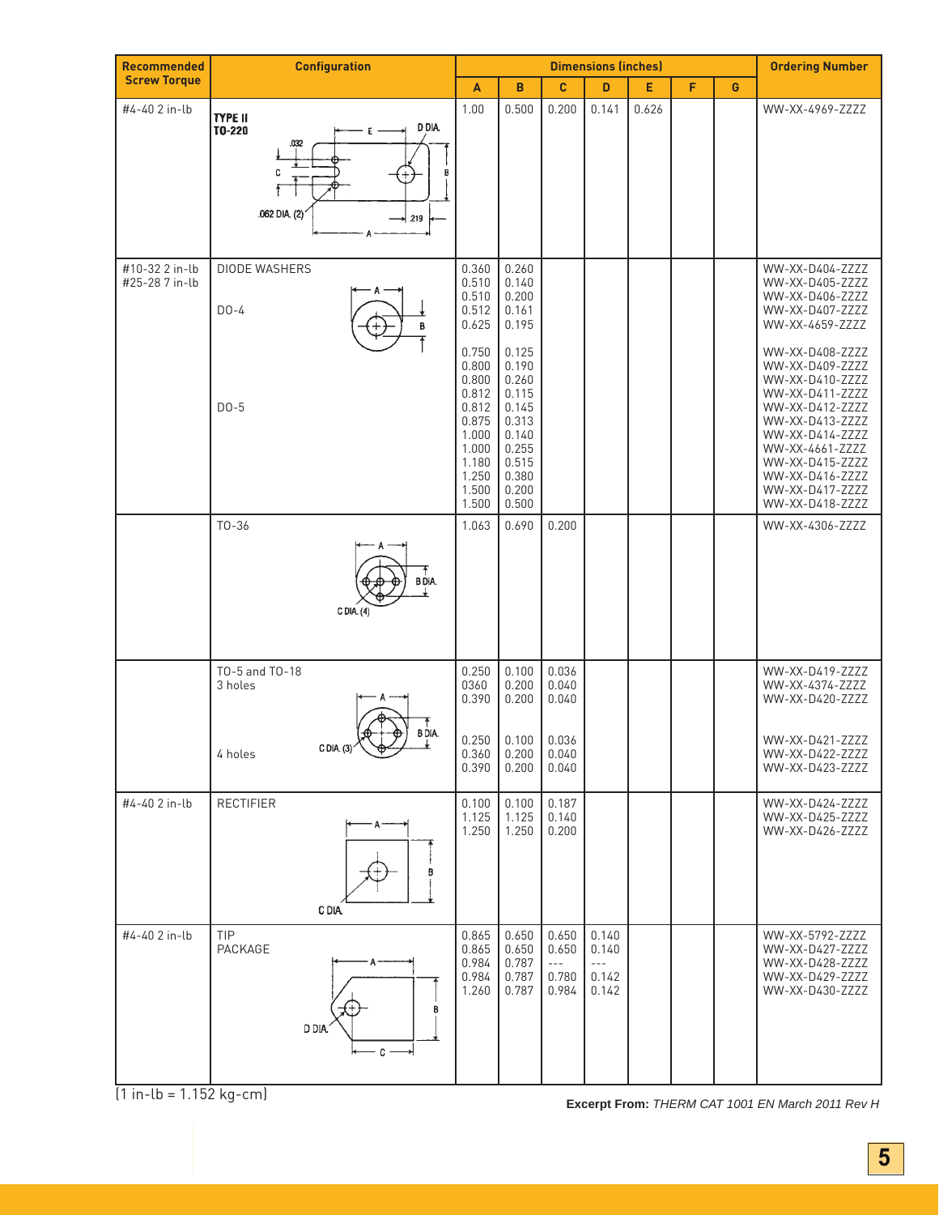| Recommended Screw Torque | Configuration | Dimensions (inches) | | | | | | | Ordering Number |
|---|---|---|---|---|---|---|---|---|---|
| | | A | B | C | D | E | F | G | |
| #4-40 2 in-lb | TYPE II TO-220 | 1.00 | 0.500 | 0.200 | 0.141 | 0.626 | | | WW-XX-4969-ZZZZ |
| #10-32 2 in-lb #25-28 7 in-lb | DIODE WASHERS DO-4 | 0.360 | 0.260 | | | | | | WW-XX-D404-ZZZZ |
| | | 0.510 | 0.140 | | | | | | WW-XX-D405-ZZZZ |
| | | 0.510 | 0.200 | | | | | | WW-XX-D406-ZZZZ |
| | | 0.512 | 0.161 | | | | | | WW-XX-D407-ZZZZ |
| | | 0.625 | 0.195 | | | | | | WW-XX-4659-ZZZZ |
| | DO-5 | 0.750 | 0.125 | | | | | | WW-XX-D408-ZZZZ |
| | | 0.800 | 0.190 | | | | | | WW-XX-D409-ZZZZ |
| | | 0.800 | 0.260 | | | | | | WW-XX-D410-ZZZZ |
| | | 0.812 | 0.115 | | | | | | WW-XX-D411-ZZZZ |
| | | 0.812 | 0.145 | | | | | | WW-XX-D412-ZZZZ |
| | | 0.875 | 0.313 | | | | | | WW-XX-D413-ZZZZ |
| | | 1.000 | 0.140 | | | | | | WW-XX-D414-ZZZZ |
| | | 1.000 | 0.255 | | | | | | WW-XX-4661-ZZZZ |
| | | 1.180 | 0.515 | | | | | | WW-XX-D415-ZZZZ |
| | | 1.250 | 0.380 | | | | | | WW-XX-D416-ZZZZ |
| | | 1.500 | 0.200 | | | | | | WW-XX-D417-ZZZZ |
| | | 1.500 | 0.500 | | | | | | WW-XX-D418-ZZZZ |
| | TO-36 | 1.063 | 0.690 | 0.200 | | | | | WW-XX-4306-ZZZZ |
| | TO-5 and TO-18 3 holes | 0.250 | 0.100 | 0.036 | | | | | WW-XX-D419-ZZZZ |
| | | 0360 | 0.200 | 0.040 | | | | | WW-XX-4374-ZZZZ |
| | | 0.390 | 0.200 | 0.040 | | | | | WW-XX-D420-ZZZZ |
| | 4 holes | 0.250 | 0.100 | 0.036 | | | | | WW-XX-D421-ZZZZ |
| | | 0.360 | 0.200 | 0.040 | | | | | WW-XX-D422-ZZZZ |
| | | 0.390 | 0.200 | 0.040 | | | | | WW-XX-D423-ZZZZ |
| #4-40 2 in-lb | RECTIFIER | 0.100 | 0.100 | 0.187 | | | | | WW-XX-D424-ZZZZ |
| | | 1.125 | 1.125 | 0.140 | | | | | WW-XX-D425-ZZZZ |
| | | 1.250 | 1.250 | 0.200 | | | | | WW-XX-D426-ZZZZ |
| #4-40 2 in-lb | TIP PACKAGE | 0.865 | 0.650 | 0.650 | 0.140 | | | | WW-XX-5792-ZZZZ |
| | | 0.865 | 0.650 | 0.650 | 0.140 | | | | WW-XX-D427-ZZZZ |
| | | 0.984 | 0.787 | --- | --- | | | | WW-XX-D428-ZZZZ |
| | | 0.984 | 0.787 | 0.780 | 0.142 | | | | WW-XX-D429-ZZZZ |
| | | 1.260 | 0.787 | 0.984 | 0.142 | | | | WW-XX-D430-ZZZZ |

(1 in-lb = 1.152 kg-cm)

**Excerpt From:** *THERM CAT 1001 EN March 2011 Rev H*